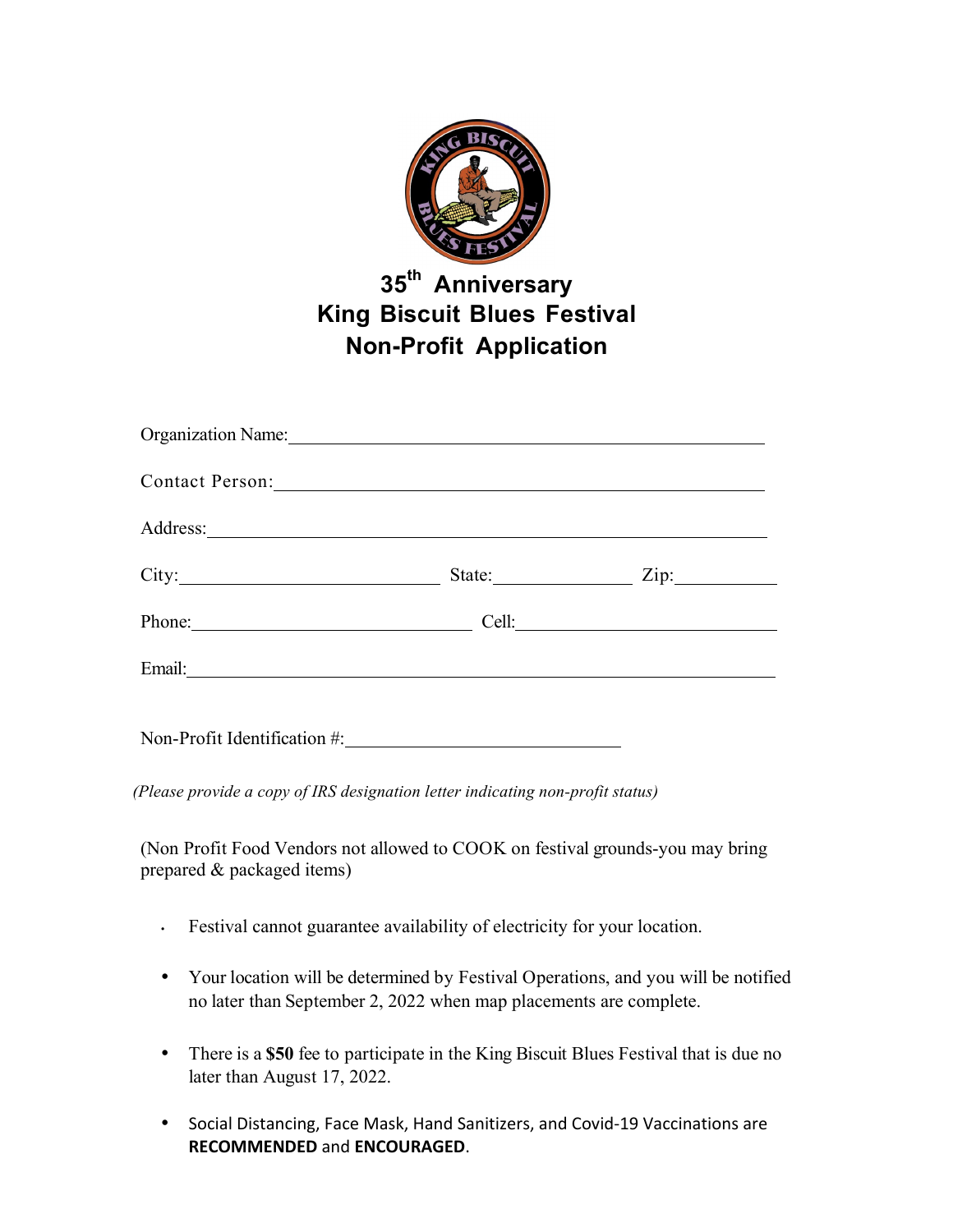# 35th Anniversary King Biscuit Blues Festival Non-Profit Application

Organization Name: ______________________________________________

Contact Person: ______________________________________________

Address: ______________________________________________

City: ____________________ State: ____________ Zip: __________

Phone: ____________________ Cell: ____________________

Email: ______________________________________________

Non-Profit Identification #: ________________________

*(Please provide a copy of IRS designation letter indicating non-profit status)*

(Non Profit Food Vendors not allowed to COOK on festival grounds-you may bring prepared & packaged items)

- Festival cannot guarantee availability of electricity for your location.
- Your location will be determined by Festival Operations, and you will be notified no later than September 2, 2022 when map placements are complete.
- There is a **$50** fee to participate in the King Biscuit Blues Festival that is due no later than August 17, 2022.
- Social Distancing, Face Mask, Hand Sanitizers, and Covid-19 Vaccinations are **RECOMMENDED** and **ENCOURAGED**.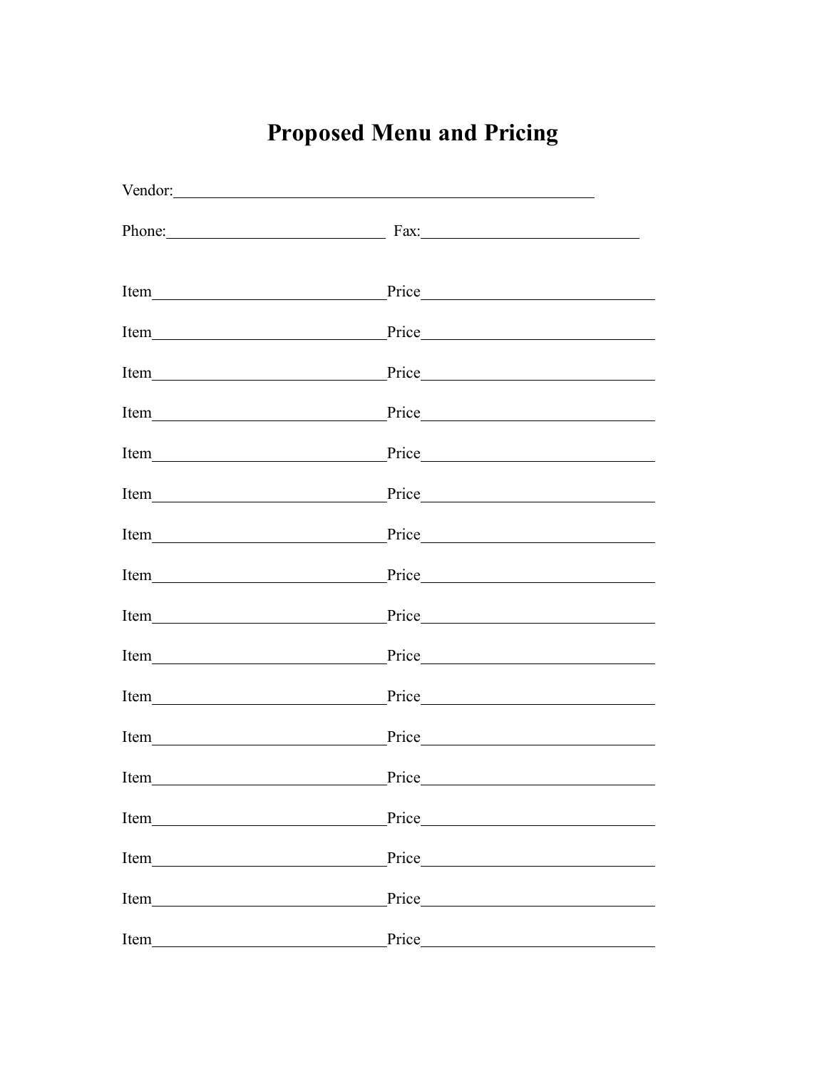# Proposed Menu and Pricing

Vendor:\_\_\_\_\_\_\_\_\_\_\_\_\_\_\_\_\_\_\_\_\_\_\_\_\_\_\_\_\_\_\_\_\_\_\_\_\_\_\_\_\_\_\_\_\_\_\_\_

Phone:\_\_\_\_\_\_\_\_\_\_\_\_\_\_\_\_\_\_\_\_\_\_\_\_\_\_ Fax:\_\_\_\_\_\_\_\_\_\_\_\_\_\_\_\_\_\_\_\_\_\_\_\_\_\_

Item\_\_\_\_\_\_\_\_\_\_\_\_\_\_\_\_\_\_\_\_\_\_\_\_\_\_\_\_Price\_\_\_\_\_\_\_\_\_\_\_\_\_\_\_\_\_\_\_\_\_\_\_\_\_\_\_\_

Item\_\_\_\_\_\_\_\_\_\_\_\_\_\_\_\_\_\_\_\_\_\_\_\_\_\_\_\_Price\_\_\_\_\_\_\_\_\_\_\_\_\_\_\_\_\_\_\_\_\_\_\_\_\_\_\_\_

Item\_\_\_\_\_\_\_\_\_\_\_\_\_\_\_\_\_\_\_\_\_\_\_\_\_\_\_\_Price\_\_\_\_\_\_\_\_\_\_\_\_\_\_\_\_\_\_\_\_\_\_\_\_\_\_\_\_

Item\_\_\_\_\_\_\_\_\_\_\_\_\_\_\_\_\_\_\_\_\_\_\_\_\_\_\_\_Price\_\_\_\_\_\_\_\_\_\_\_\_\_\_\_\_\_\_\_\_\_\_\_\_\_\_\_\_

Item\_\_\_\_\_\_\_\_\_\_\_\_\_\_\_\_\_\_\_\_\_\_\_\_\_\_\_\_Price\_\_\_\_\_\_\_\_\_\_\_\_\_\_\_\_\_\_\_\_\_\_\_\_\_\_\_\_

Item\_\_\_\_\_\_\_\_\_\_\_\_\_\_\_\_\_\_\_\_\_\_\_\_\_\_\_\_Price\_\_\_\_\_\_\_\_\_\_\_\_\_\_\_\_\_\_\_\_\_\_\_\_\_\_\_\_

Item\_\_\_\_\_\_\_\_\_\_\_\_\_\_\_\_\_\_\_\_\_\_\_\_\_\_\_\_Price\_\_\_\_\_\_\_\_\_\_\_\_\_\_\_\_\_\_\_\_\_\_\_\_\_\_\_\_

Item\_\_\_\_\_\_\_\_\_\_\_\_\_\_\_\_\_\_\_\_\_\_\_\_\_\_\_\_Price\_\_\_\_\_\_\_\_\_\_\_\_\_\_\_\_\_\_\_\_\_\_\_\_\_\_\_\_

Item\_\_\_\_\_\_\_\_\_\_\_\_\_\_\_\_\_\_\_\_\_\_\_\_\_\_\_\_Price\_\_\_\_\_\_\_\_\_\_\_\_\_\_\_\_\_\_\_\_\_\_\_\_\_\_\_\_

Item\_\_\_\_\_\_\_\_\_\_\_\_\_\_\_\_\_\_\_\_\_\_\_\_\_\_\_\_Price\_\_\_\_\_\_\_\_\_\_\_\_\_\_\_\_\_\_\_\_\_\_\_\_\_\_\_\_

Item\_\_\_\_\_\_\_\_\_\_\_\_\_\_\_\_\_\_\_\_\_\_\_\_\_\_\_\_Price\_\_\_\_\_\_\_\_\_\_\_\_\_\_\_\_\_\_\_\_\_\_\_\_\_\_\_\_

Item\_\_\_\_\_\_\_\_\_\_\_\_\_\_\_\_\_\_\_\_\_\_\_\_\_\_\_\_Price\_\_\_\_\_\_\_\_\_\_\_\_\_\_\_\_\_\_\_\_\_\_\_\_\_\_\_\_

Item\_\_\_\_\_\_\_\_\_\_\_\_\_\_\_\_\_\_\_\_\_\_\_\_\_\_\_\_Price\_\_\_\_\_\_\_\_\_\_\_\_\_\_\_\_\_\_\_\_\_\_\_\_\_\_\_\_

Item\_\_\_\_\_\_\_\_\_\_\_\_\_\_\_\_\_\_\_\_\_\_\_\_\_\_\_\_Price\_\_\_\_\_\_\_\_\_\_\_\_\_\_\_\_\_\_\_\_\_\_\_\_\_\_\_\_

Item\_\_\_\_\_\_\_\_\_\_\_\_\_\_\_\_\_\_\_\_\_\_\_\_\_\_\_\_Price\_\_\_\_\_\_\_\_\_\_\_\_\_\_\_\_\_\_\_\_\_\_\_\_\_\_\_\_

Item\_\_\_\_\_\_\_\_\_\_\_\_\_\_\_\_\_\_\_\_\_\_\_\_\_\_\_\_Price\_\_\_\_\_\_\_\_\_\_\_\_\_\_\_\_\_\_\_\_\_\_\_\_\_\_\_\_

Item\_\_\_\_\_\_\_\_\_\_\_\_\_\_\_\_\_\_\_\_\_\_\_\_\_\_\_\_Price\_\_\_\_\_\_\_\_\_\_\_\_\_\_\_\_\_\_\_\_\_\_\_\_\_\_\_\_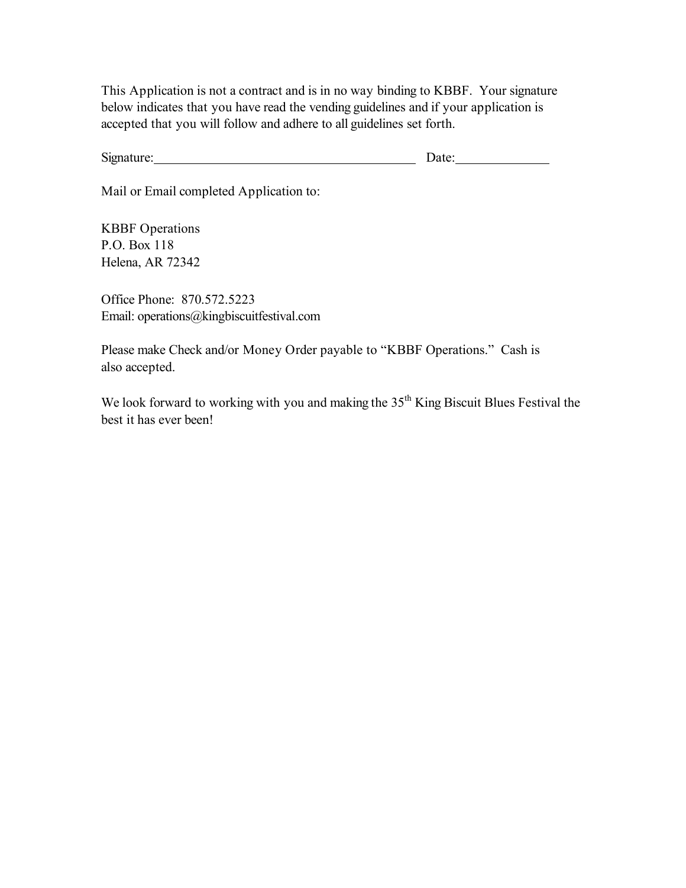This Application is not a contract and is in no way binding to KBBF. Your signature below indicates that you have read the vending guidelines and if your application is accepted that you will follow and adhere to all guidelines set forth.

Signature:_______________________________________ Date:______________

Mail or Email completed Application to:

KBBF Operations
P.O. Box 118
Helena, AR 72342

Office Phone: 870.572.5223
Email: operations@kingbiscuitfestival.com

Please make Check and/or Money Order payable to "KBBF Operations." Cash is also accepted.

We look forward to working with you and making the 35th King Biscuit Blues Festival the best it has ever been!